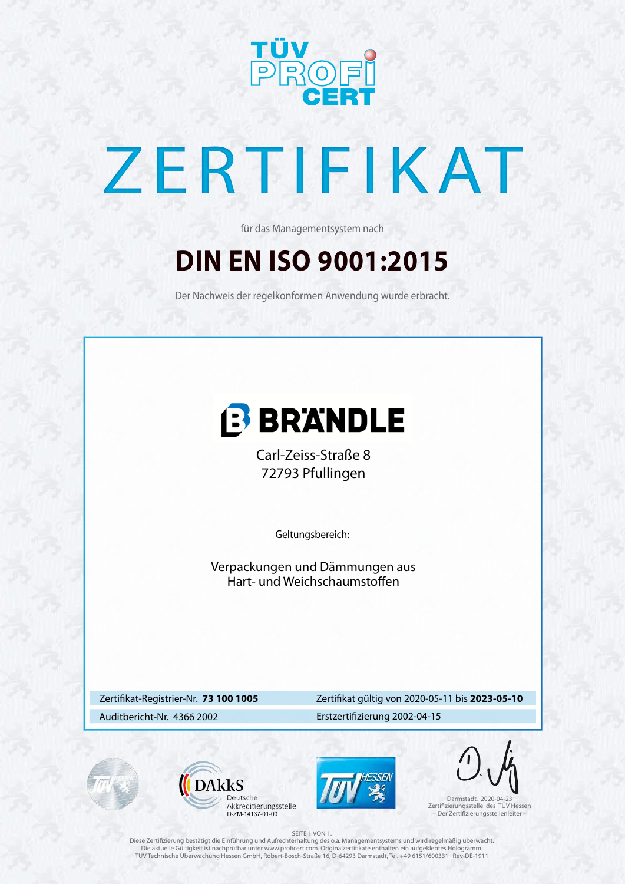TÜV PROFI CERT

# ZERTIFIKAT

für das Managementsystem nach

## DIN EN ISO 9001:2015

Der Nachweis der regelkonformen Anwendung wurde erbracht.

**BRÄNDLE**

Carl-Zeiss-Straße 8
72793 Pfullingen

Geltungsbereich:

Verpackungen und Dämmungen aus
Hart- und Weichschaumstoffen

| | |
|---|---|
| Zertifikat-Registrier-Nr. **73 100 1005** | Zertifikat gültig von 2020-05-11 bis **2023-05-10** |
| Auditbericht-Nr. 4366 2002 | Erstzertifizierung 2002-04-15 |

DAkkS Deutsche Akkreditierungsstelle D-ZM-14137-01-00

TÜV HESSEN

Darmstadt, 2020-04-23
Zertifizierungsstelle des TÜV Hessen
– Der Zertifizierungsstellenleiter –

SEITE 1 VON 1.
Diese Zertifizierung bestätigt die Einführung und Aufrechterhaltung des o.a. Managementsystems und wird regelmäßig überwacht.
Die aktuelle Gültigkeit ist nachprüfbar unter www.proficert.com. Originalzertifikate enthalten ein aufgeklebtes Hologramm.
TÜV Technische Überwachung Hessen GmbH, Robert-Bosch-Straße 16, D-64293 Darmstadt, Tel. +49 6151/600331 Rev-DE-1911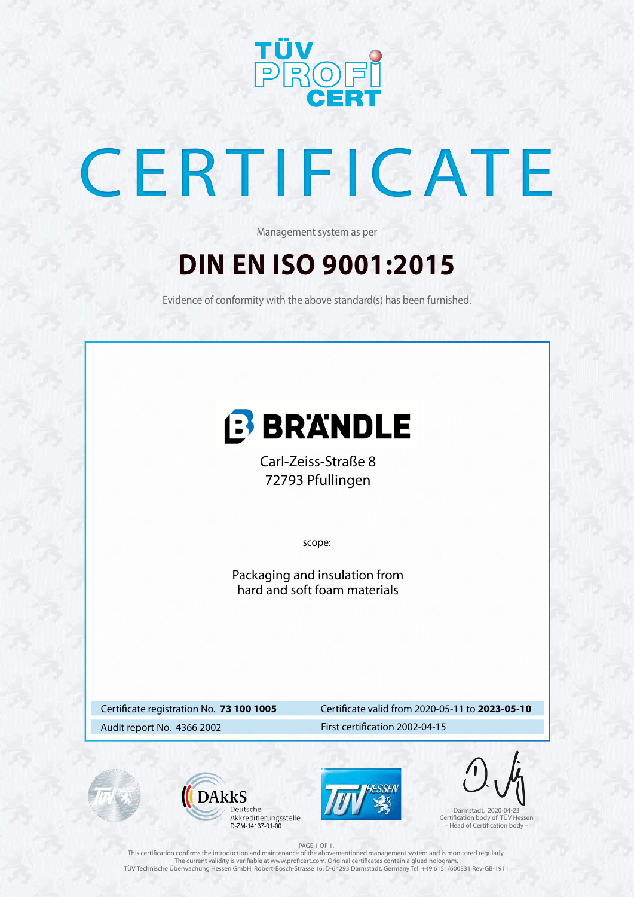TÜV PROFi CERT

# CERTIFICATE

Management system as per

## DIN EN ISO 9001:2015

Evidence of conformity with the above standard(s) has been furnished.

**BRÄNDLE**

Carl-Zeiss-Straße 8
72793 Pfullingen

scope:

Packaging and insulation from
hard and soft foam materials

| | |
|---|---|
| Certificate registration No. **73 100 1005** | Certificate valid from 2020-05-11 to **2023-05-10** |
| Audit report No. 4366 2002 | First certification 2002-04-15 |

DAkkS
Deutsche
Akkreditierungsstelle
D-ZM-14137-01-00

TÜV HESSEN

Darmstadt, 2020-04-23
Certification body of TÜV Hessen
– Head of Certification body –

PAGE 1 OF 1.
This certification confirms the introduction and maintenance of the abovementioned management system and is monitored regularly.
The current validity is verifiable at www.proficert.com. Original certificates contain a glued hologram.
TÜV Technische Überwachung Hessen GmbH, Robert-Bosch-Strasse 16, D-64293 Darmstadt, Germany Tel. +49 6151/600331 Rev-GB-1911